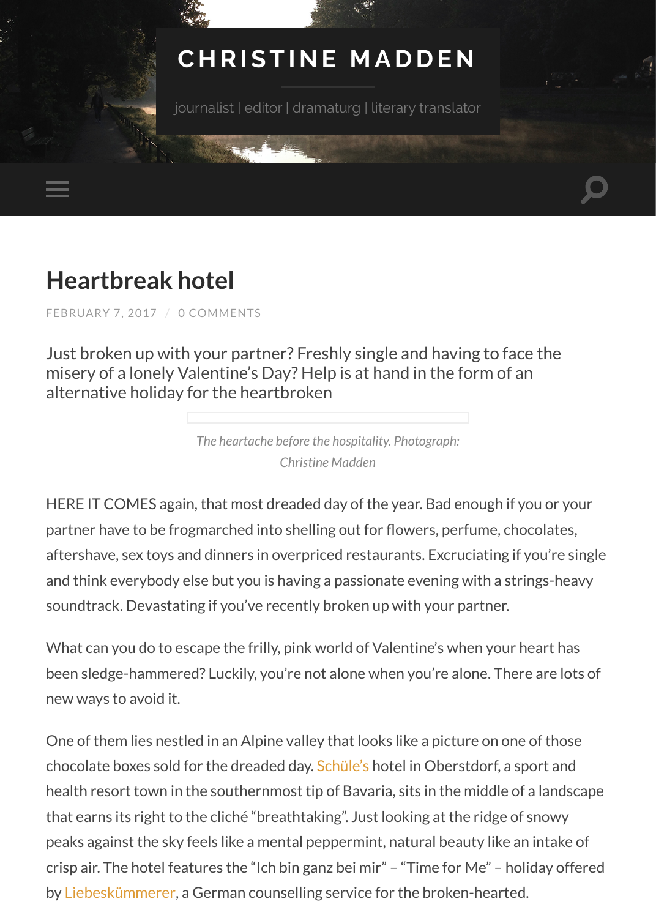# CHRISTINE MADDEN

journalist | editor | dramaturg | literary translator

## Heartbreak hotel

FEBRUARY 7, 2017 / 0 COMMENTS

Just broken up with your partner? Freshly single and having to face the misery of a lonely Valentine's Day? Help is at hand in the form of an alternative holiday for the heartbroken

*The heartache before the hospitality. Photograph: Christine Madden*

HERE IT COMES again, that most dreaded day of the year. Bad enough if you or your partner have to be frogmarched into shelling out for flowers, perfume, chocolates, aftershave, sex toys and dinners in overpriced restaurants. Excruciating if you're single and think everybody else but you is having a passionate evening with a strings-heavy soundtrack. Devastating if you've recently broken up with your partner.

What can you do to escape the frilly, pink world of Valentine's when your heart has been sledge-hammered? Luckily, you're not alone when you're alone. There are lots of new ways to avoid it.

One of them lies nestled in an Alpine valley that looks like a picture on one of those chocolate boxes sold for the dreaded day. Schüle's hotel in Oberstdorf, a sport and health resort town in the southernmost tip of Bavaria, sits in the middle of a landscape that earns its right to the cliché "breathtaking". Just looking at the ridge of snowy peaks against the sky feels like a mental peppermint, natural beauty like an intake of crisp air. The hotel features the "Ich bin ganz bei mir" – "Time for Me" – holiday offered by Liebeskümmerer, a German counselling service for the broken-hearted.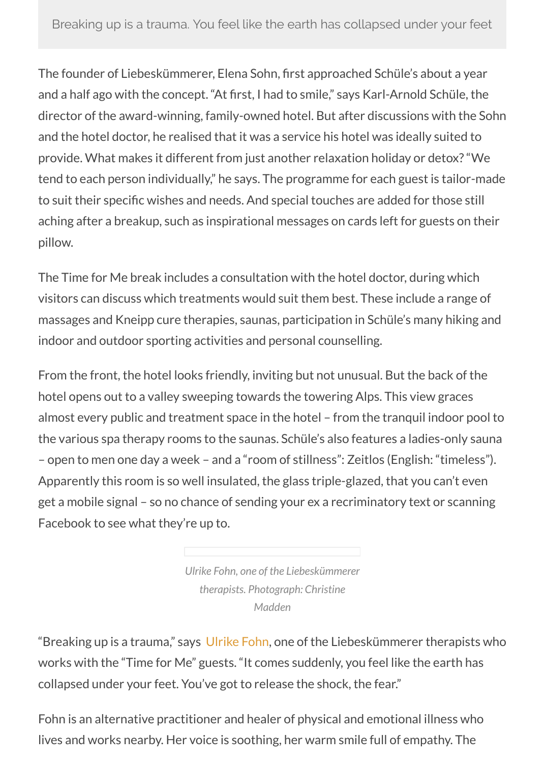> Breaking up is a trauma. You feel like the earth has collapsed under your feet

The founder of Liebeskümmerer, Elena Sohn, first approached Schüle's about a year and a half ago with the concept. "At first, I had to smile," says Karl-Arnold Schüle, the director of the award-winning, family-owned hotel. But after discussions with the Sohn and the hotel doctor, he realised that it was a service his hotel was ideally suited to provide. What makes it different from just another relaxation holiday or detox? "We tend to each person individually," he says. The programme for each guest is tailor-made to suit their specific wishes and needs. And special touches are added for those still aching after a breakup, such as inspirational messages on cards left for guests on their pillow.

The Time for Me break includes a consultation with the hotel doctor, during which visitors can discuss which treatments would suit them best. These include a range of massages and Kneipp cure therapies, saunas, participation in Schüle's many hiking and indoor and outdoor sporting activities and personal counselling.

From the front, the hotel looks friendly, inviting but not unusual. But the back of the hotel opens out to a valley sweeping towards the towering Alps. This view graces almost every public and treatment space in the hotel – from the tranquil indoor pool to the various spa therapy rooms to the saunas. Schüle's also features a ladies-only sauna – open to men one day a week – and a "room of stillness": Zeitlos (English: "timeless"). Apparently this room is so well insulated, the glass triple-glazed, that you can't even get a mobile signal – so no chance of sending your ex a recriminatory text or scanning Facebook to see what they're up to.

*Ulrike Fohn, one of the Liebeskümmerer therapists. Photograph: Christine Madden*

"Breaking up is a trauma," says Ulrike Fohn, one of the Liebeskümmerer therapists who works with the "Time for Me" guests. "It comes suddenly, you feel like the earth has collapsed under your feet. You've got to release the shock, the fear."

Fohn is an alternative practitioner and healer of physical and emotional illness who lives and works nearby. Her voice is soothing, her warm smile full of empathy. The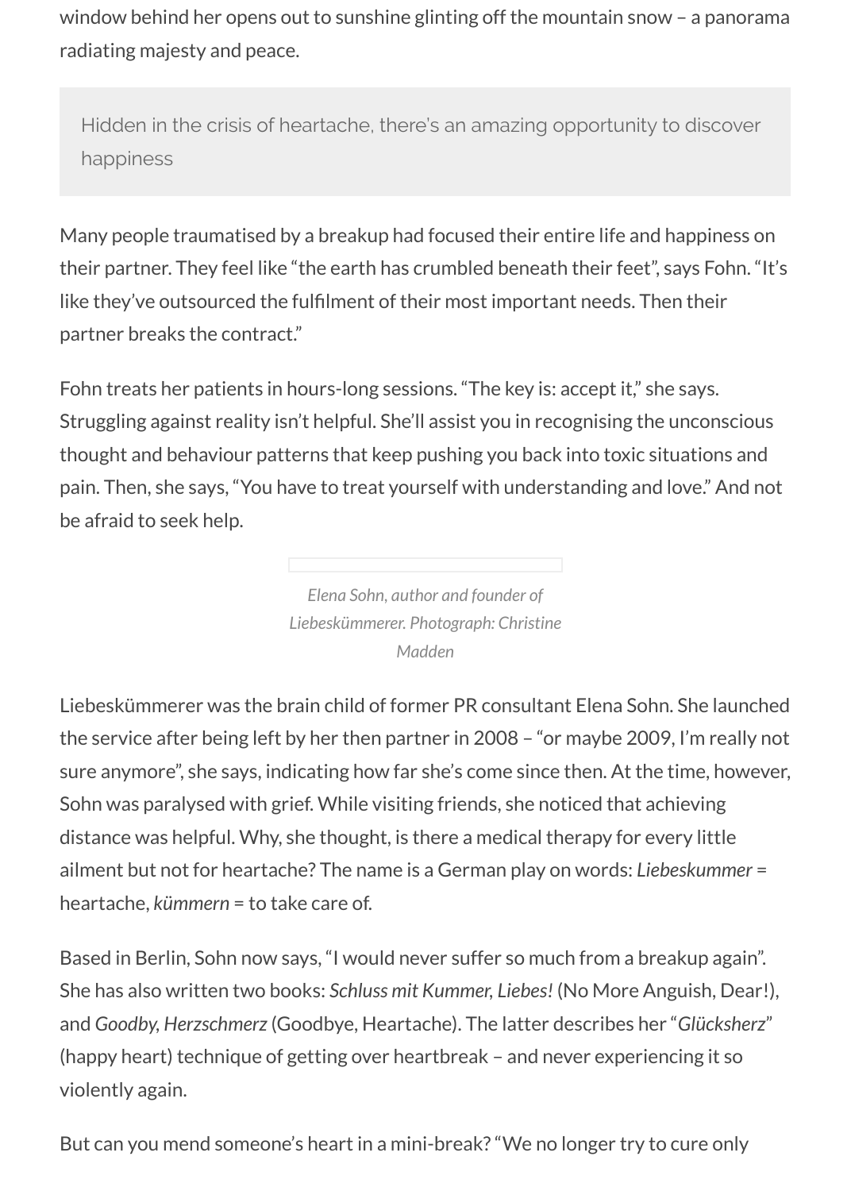window behind her opens out to sunshine glinting off the mountain snow – a panorama radiating majesty and peace.

> Hidden in the crisis of heartache, there's an amazing opportunity to discover happiness

Many people traumatised by a breakup had focused their entire life and happiness on their partner. They feel like "the earth has crumbled beneath their feet", says Fohn. "It's like they've outsourced the fulfilment of their most important needs. Then their partner breaks the contract."

Fohn treats her patients in hours-long sessions. "The key is: accept it," she says. Struggling against reality isn't helpful. She'll assist you in recognising the unconscious thought and behaviour patterns that keep pushing you back into toxic situations and pain. Then, she says, "You have to treat yourself with understanding and love." And not be afraid to seek help.

*Elena Sohn, author and founder of Liebeskümmerer. Photograph: Christine Madden*

Liebeskümmerer was the brain child of former PR consultant Elena Sohn. She launched the service after being left by her then partner in 2008 – "or maybe 2009, I'm really not sure anymore", she says, indicating how far she's come since then. At the time, however, Sohn was paralysed with grief. While visiting friends, she noticed that achieving distance was helpful. Why, she thought, is there a medical therapy for every little ailment but not for heartache? The name is a German play on words: *Liebeskummer* = heartache, *kümmern* = to take care of.

Based in Berlin, Sohn now says, "I would never suffer so much from a breakup again". She has also written two books: *Schluss mit Kummer, Liebes!* (No More Anguish, Dear!), and *Goodby, Herzschmerz* (Goodbye, Heartache). The latter describes her "*Glücksherz*" (happy heart) technique of getting over heartbreak – and never experiencing it so violently again.

But can you mend someone's heart in a mini-break? "We no longer try to cure only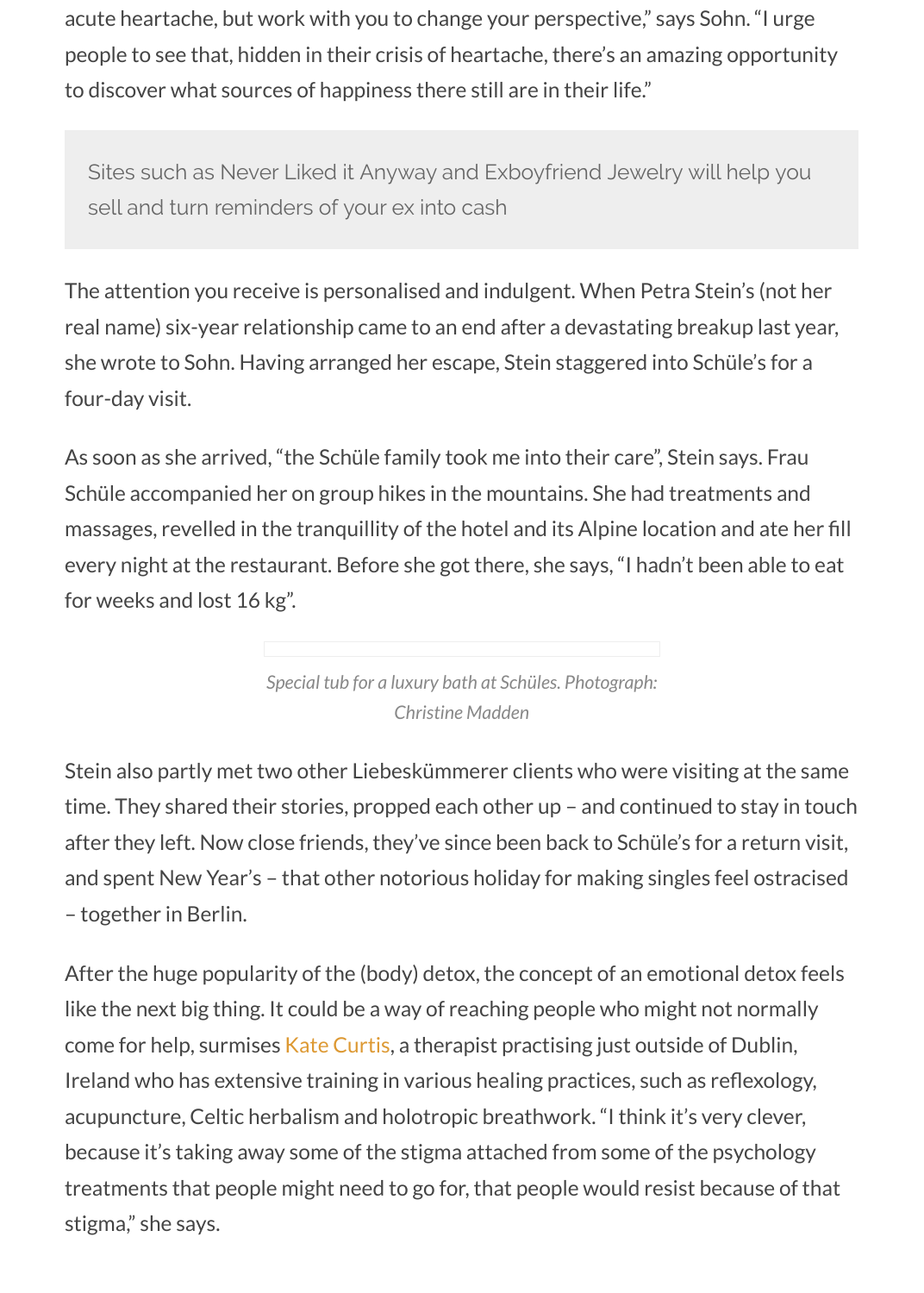acute heartache, but work with you to change your perspective," says Sohn. "I urge people to see that, hidden in their crisis of heartache, there's an amazing opportunity to discover what sources of happiness there still are in their life."

> Sites such as Never Liked it Anyway and Exboyfriend Jewelry will help you sell and turn reminders of your ex into cash

The attention you receive is personalised and indulgent. When Petra Stein's (not her real name) six-year relationship came to an end after a devastating breakup last year, she wrote to Sohn. Having arranged her escape, Stein staggered into Schüle's for a four-day visit.

As soon as she arrived, "the Schüle family took me into their care", Stein says. Frau Schüle accompanied her on group hikes in the mountains. She had treatments and massages, revelled in the tranquillity of the hotel and its Alpine location and ate her fill every night at the restaurant. Before she got there, she says, "I hadn't been able to eat for weeks and lost 16 kg".

*Special tub for a luxury bath at Schüles. Photograph: Christine Madden*

Stein also partly met two other Liebeskümmerer clients who were visiting at the same time. They shared their stories, propped each other up – and continued to stay in touch after they left. Now close friends, they've since been back to Schüle's for a return visit, and spent New Year's – that other notorious holiday for making singles feel ostracised – together in Berlin.

After the huge popularity of the (body) detox, the concept of an emotional detox feels like the next big thing. It could be a way of reaching people who might not normally come for help, surmises Kate Curtis, a therapist practising just outside of Dublin, Ireland who has extensive training in various healing practices, such as reflexology, acupuncture, Celtic herbalism and holotropic breathwork. "I think it's very clever, because it's taking away some of the stigma attached from some of the psychology treatments that people might need to go for, that people would resist because of that stigma," she says.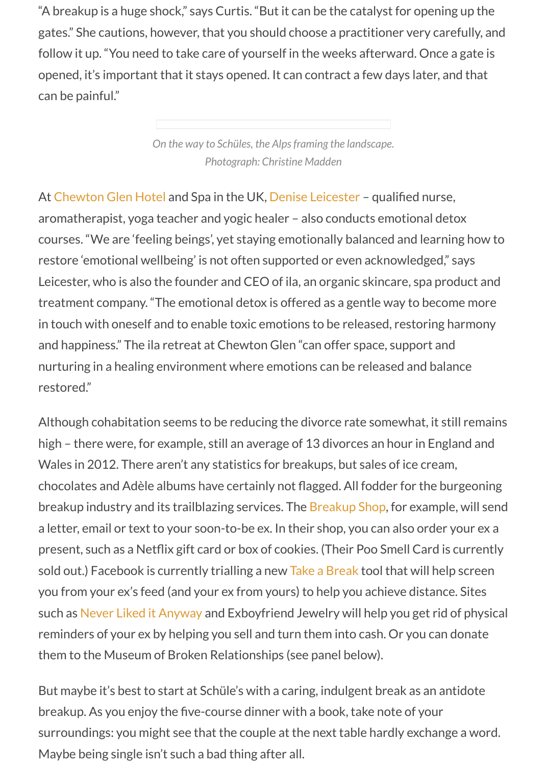"A breakup is a huge shock," says Curtis. "But it can be the catalyst for opening up the gates." She cautions, however, that you should choose a practitioner very carefully, and follow it up. "You need to take care of yourself in the weeks afterward. Once a gate is opened, it's important that it stays opened. It can contract a few days later, and that can be painful."

*On the way to Schüles, the Alps framing the landscape. Photograph: Christine Madden*

At Chewton Glen Hotel and Spa in the UK, Denise Leicester – qualified nurse, aromatherapist, yoga teacher and yogic healer – also conducts emotional detox courses. "We are 'feeling beings', yet staying emotionally balanced and learning how to restore 'emotional wellbeing' is not often supported or even acknowledged," says Leicester, who is also the founder and CEO of ila, an organic skincare, spa product and treatment company. "The emotional detox is offered as a gentle way to become more in touch with oneself and to enable toxic emotions to be released, restoring harmony and happiness." The ila retreat at Chewton Glen "can offer space, support and nurturing in a healing environment where emotions can be released and balance restored."

Although cohabitation seems to be reducing the divorce rate somewhat, it still remains high – there were, for example, still an average of 13 divorces an hour in England and Wales in 2012. There aren't any statistics for breakups, but sales of ice cream, chocolates and Adèle albums have certainly not flagged. All fodder for the burgeoning breakup industry and its trailblazing services. The Breakup Shop, for example, will send a letter, email or text to your soon-to-be ex. In their shop, you can also order your ex a present, such as a Netflix gift card or box of cookies. (Their Poo Smell Card is currently sold out.) Facebook is currently trialling a new Take a Break tool that will help screen you from your ex's feed (and your ex from yours) to help you achieve distance. Sites such as Never Liked it Anyway and Exboyfriend Jewelry will help you get rid of physical reminders of your ex by helping you sell and turn them into cash. Or you can donate them to the Museum of Broken Relationships (see panel below).

But maybe it's best to start at Schüle's with a caring, indulgent break as an antidote breakup. As you enjoy the five-course dinner with a book, take note of your surroundings: you might see that the couple at the next table hardly exchange a word. Maybe being single isn't such a bad thing after all.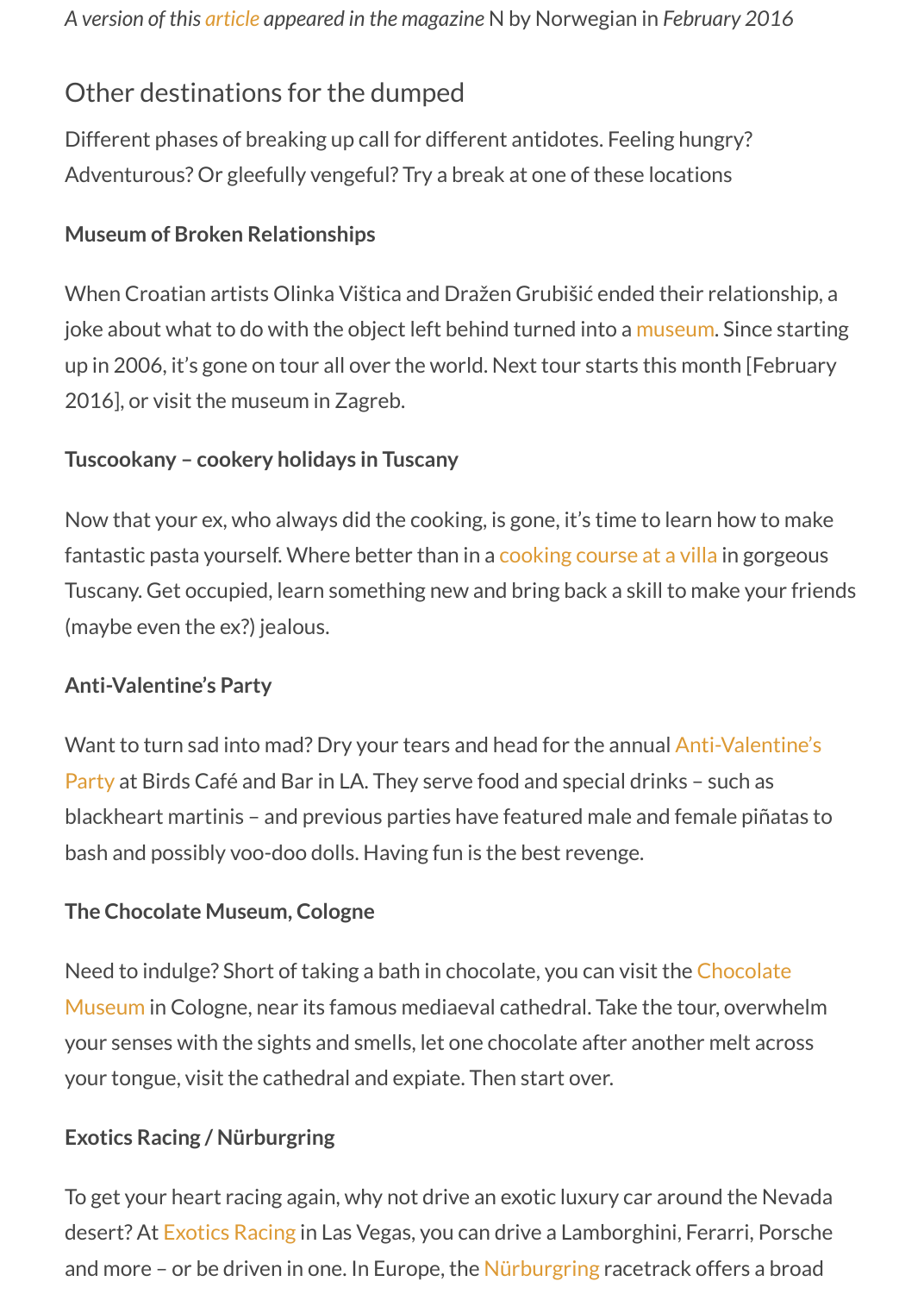*A version of this article appeared in the magazine* N by Norwegian *in February 2016*

## Other destinations for the dumped

Different phases of breaking up call for different antidotes. Feeling hungry? Adventurous? Or gleefully vengeful? Try a break at one of these locations

**Museum of Broken Relationships**

When Croatian artists Olinka Vištica and Dražen Grubišić ended their relationship, a joke about what to do with the object left behind turned into a museum. Since starting up in 2006, it's gone on tour all over the world. Next tour starts this month [February 2016], or visit the museum in Zagreb.

**Tuscookany – cookery holidays in Tuscany**

Now that your ex, who always did the cooking, is gone, it's time to learn how to make fantastic pasta yourself. Where better than in a cooking course at a villa in gorgeous Tuscany. Get occupied, learn something new and bring back a skill to make your friends (maybe even the ex?) jealous.

**Anti-Valentine's Party**

Want to turn sad into mad? Dry your tears and head for the annual Anti-Valentine's Party at Birds Café and Bar in LA. They serve food and special drinks – such as blackheart martinis – and previous parties have featured male and female piñatas to bash and possibly voo-doo dolls. Having fun is the best revenge.

**The Chocolate Museum, Cologne**

Need to indulge? Short of taking a bath in chocolate, you can visit the Chocolate Museum in Cologne, near its famous mediaeval cathedral. Take the tour, overwhelm your senses with the sights and smells, let one chocolate after another melt across your tongue, visit the cathedral and expiate. Then start over.

**Exotics Racing / Nürburgring**

To get your heart racing again, why not drive an exotic luxury car around the Nevada desert? At Exotics Racing in Las Vegas, you can drive a Lamborghini, Ferarri, Porsche and more – or be driven in one. In Europe, the Nürburgring racetrack offers a broad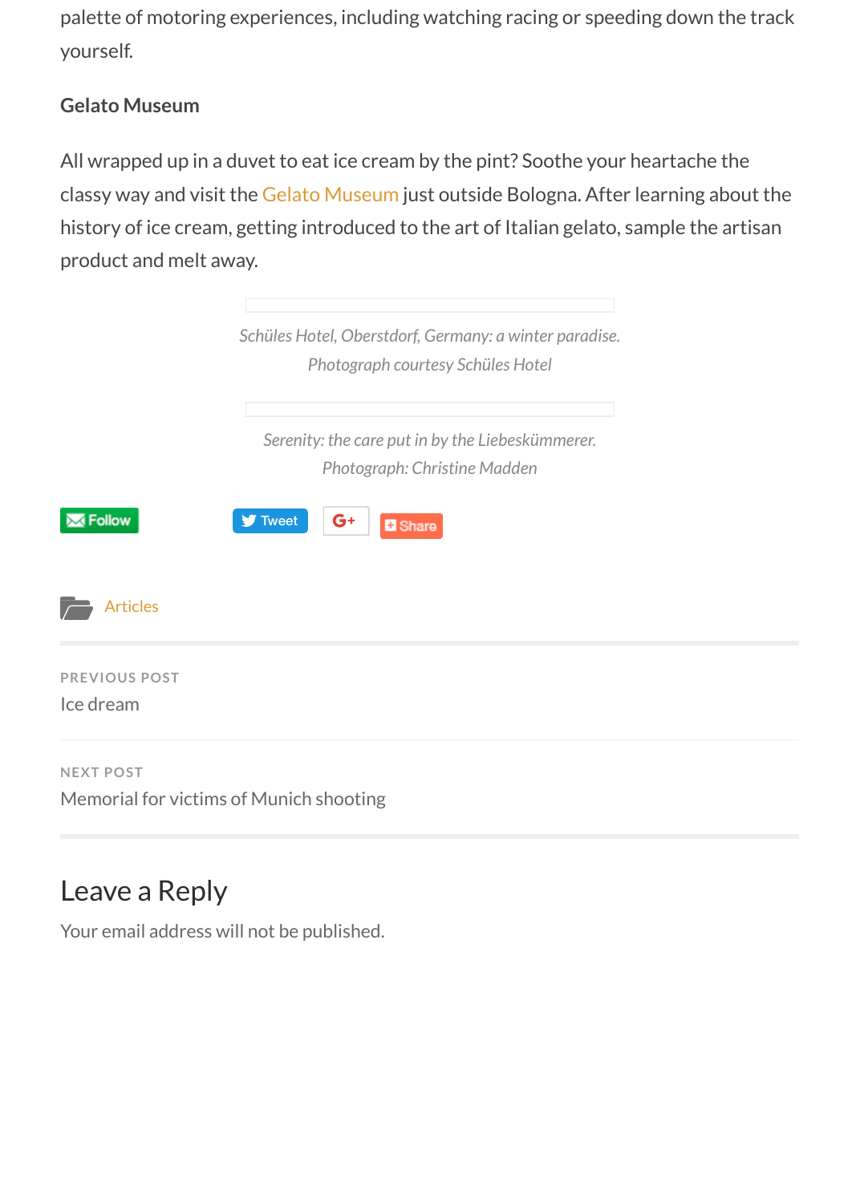palette of motoring experiences, including watching racing or speeding down the track yourself.

**Gelato Museum**

All wrapped up in a duvet to eat ice cream by the pint? Soothe your heartache the classy way and visit the Gelato Museum just outside Bologna. After learning about the history of ice cream, getting introduced to the art of Italian gelato, sample the artisan product and melt away.

*Schüles Hotel, Oberstdorf, Germany: a winter paradise. Photograph courtesy Schüles Hotel*

*Serenity: the care put in by the Liebeskümmerer. Photograph: Christine Madden*

Follow Tweet G+ Share

Articles

PREVIOUS POST
Ice dream

NEXT POST
Memorial for victims of Munich shooting

## Leave a Reply

Your email address will not be published.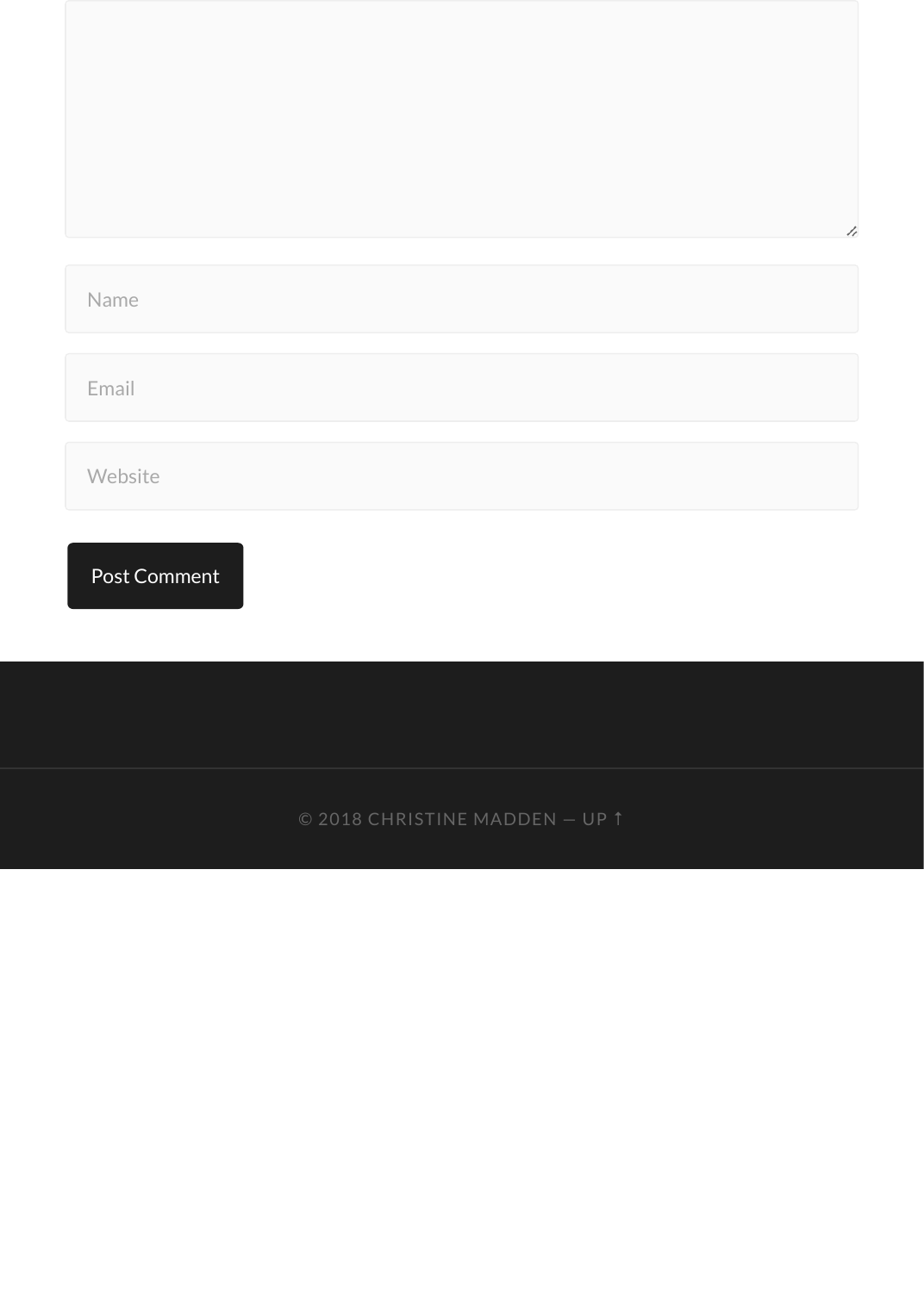Name

Email

Website

Post Comment

© 2018 CHRISTINE MADDEN — UP ↑